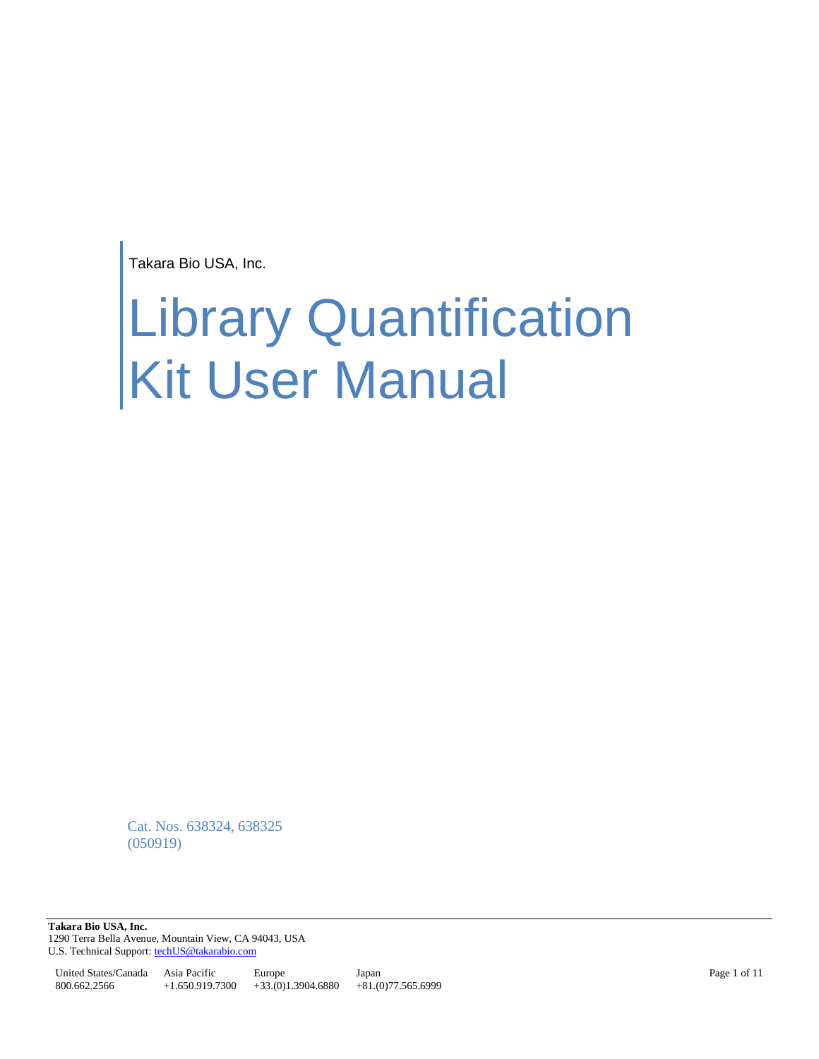Takara Bio USA, Inc.

# Library Quantification Kit User Manual

Cat. Nos. 638324, 638325
(050919)

**Takara Bio USA, Inc.**
1290 Terra Bella Avenue, Mountain View, CA 94043, USA
U.S. Technical Support: techUS@takarabio.com

| United States/Canada | Asia Pacific | Europe | Japan |
|---|---|---|---|
| 800.662.2566 | +1.650.919.7300 | +33.(0)1.3904.6880 | +81.(0)77.565.6999 |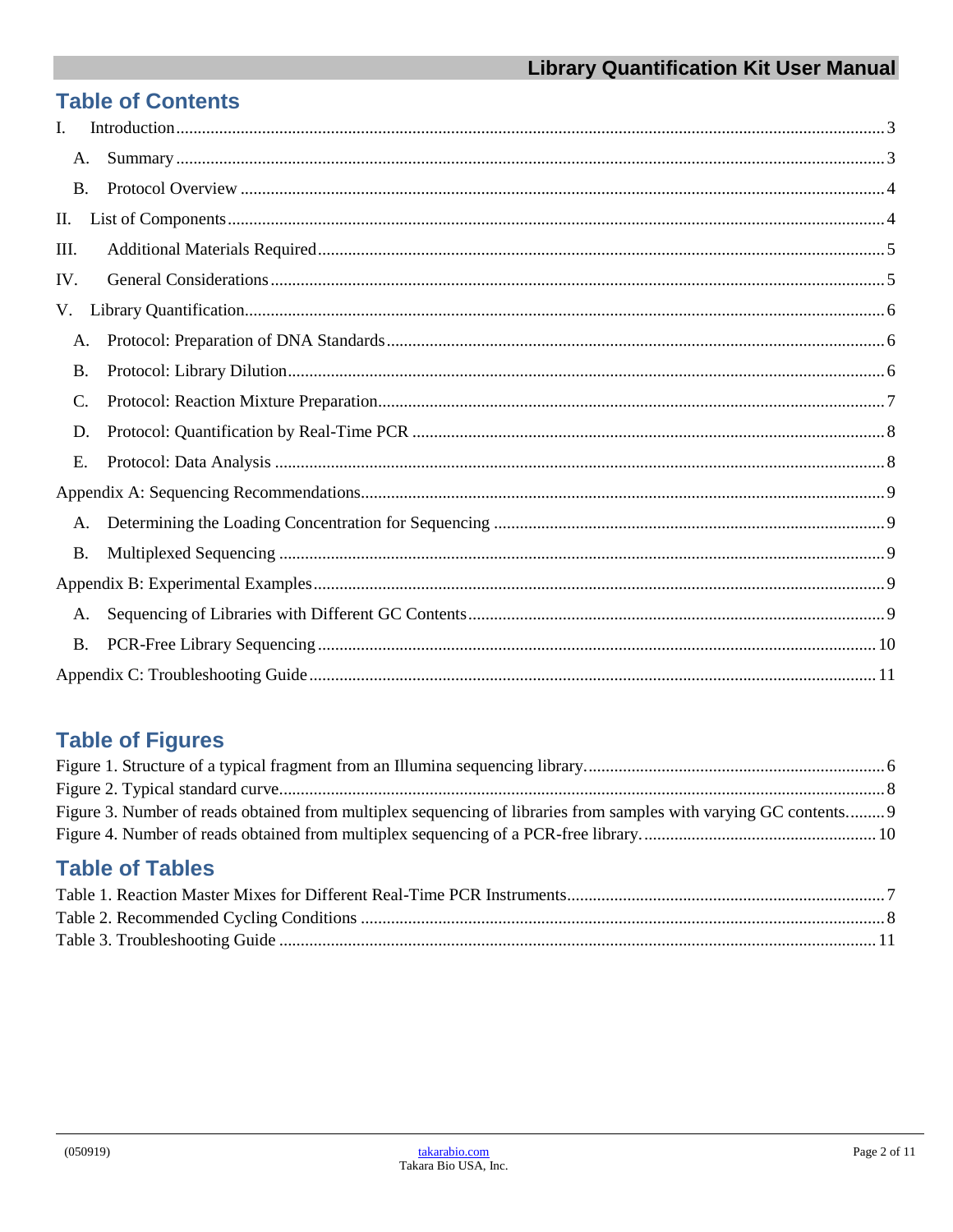# Table of Contents

I. Introduction ... 3

- A. Summary ... 3
- B. Protocol Overview ... 4

II. List of Components ... 4

III. Additional Materials Required ... 5

IV. General Considerations ... 5

V. Library Quantification ... 6

- A. Protocol: Preparation of DNA Standards ... 6
- B. Protocol: Library Dilution ... 6
- C. Protocol: Reaction Mixture Preparation ... 7
- D. Protocol: Quantification by Real-Time PCR ... 8
- E. Protocol: Data Analysis ... 8

Appendix A: Sequencing Recommendations ... 9

- A. Determining the Loading Concentration for Sequencing ... 9
- B. Multiplexed Sequencing ... 9

Appendix B: Experimental Examples ... 9

- A. Sequencing of Libraries with Different GC Contents ... 9
- B. PCR-Free Library Sequencing ... 10

Appendix C: Troubleshooting Guide ... 11

# Table of Figures

Figure 1. Structure of a typical fragment from an Illumina sequencing library. ... 6
Figure 2. Typical standard curve. ... 8
Figure 3. Number of reads obtained from multiplex sequencing of libraries from samples with varying GC contents. ... 9
Figure 4. Number of reads obtained from multiplex sequencing of a PCR-free library. ... 10

# Table of Tables

Table 1. Reaction Master Mixes for Different Real-Time PCR Instruments ... 7
Table 2. Recommended Cycling Conditions ... 8
Table 3. Troubleshooting Guide ... 11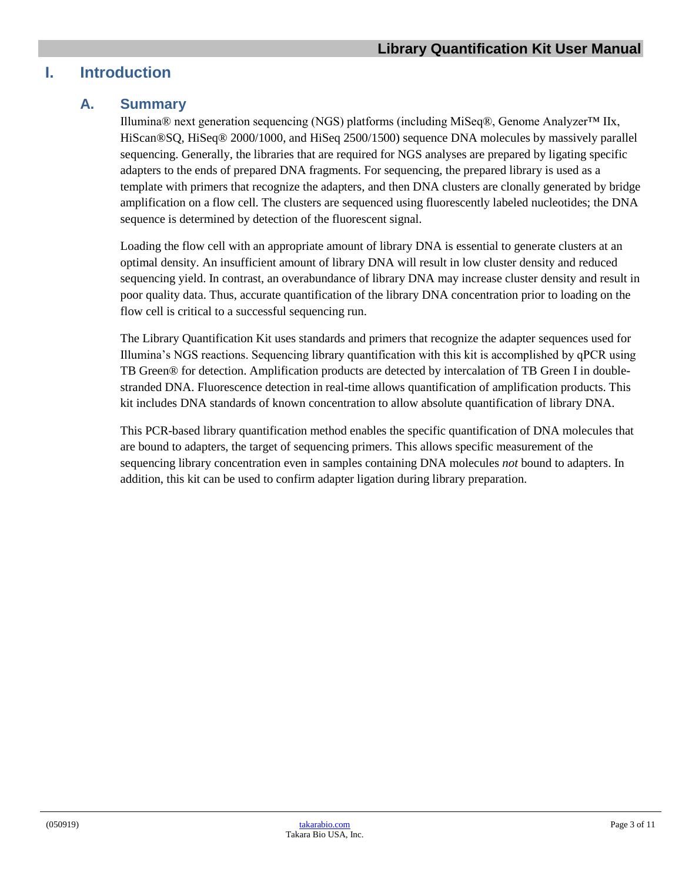# I. Introduction

## A. Summary

Illumina® next generation sequencing (NGS) platforms (including MiSeq®, Genome Analyzer™ IIx, HiScan®SQ, HiSeq® 2000/1000, and HiSeq 2500/1500) sequence DNA molecules by massively parallel sequencing. Generally, the libraries that are required for NGS analyses are prepared by ligating specific adapters to the ends of prepared DNA fragments. For sequencing, the prepared library is used as a template with primers that recognize the adapters, and then DNA clusters are clonally generated by bridge amplification on a flow cell. The clusters are sequenced using fluorescently labeled nucleotides; the DNA sequence is determined by detection of the fluorescent signal.

Loading the flow cell with an appropriate amount of library DNA is essential to generate clusters at an optimal density. An insufficient amount of library DNA will result in low cluster density and reduced sequencing yield. In contrast, an overabundance of library DNA may increase cluster density and result in poor quality data. Thus, accurate quantification of the library DNA concentration prior to loading on the flow cell is critical to a successful sequencing run.

The Library Quantification Kit uses standards and primers that recognize the adapter sequences used for Illumina's NGS reactions. Sequencing library quantification with this kit is accomplished by qPCR using TB Green® for detection. Amplification products are detected by intercalation of TB Green I in double-stranded DNA. Fluorescence detection in real-time allows quantification of amplification products. This kit includes DNA standards of known concentration to allow absolute quantification of library DNA.

This PCR-based library quantification method enables the specific quantification of DNA molecules that are bound to adapters, the target of sequencing primers. This allows specific measurement of the sequencing library concentration even in samples containing DNA molecules *not* bound to adapters. In addition, this kit can be used to confirm adapter ligation during library preparation.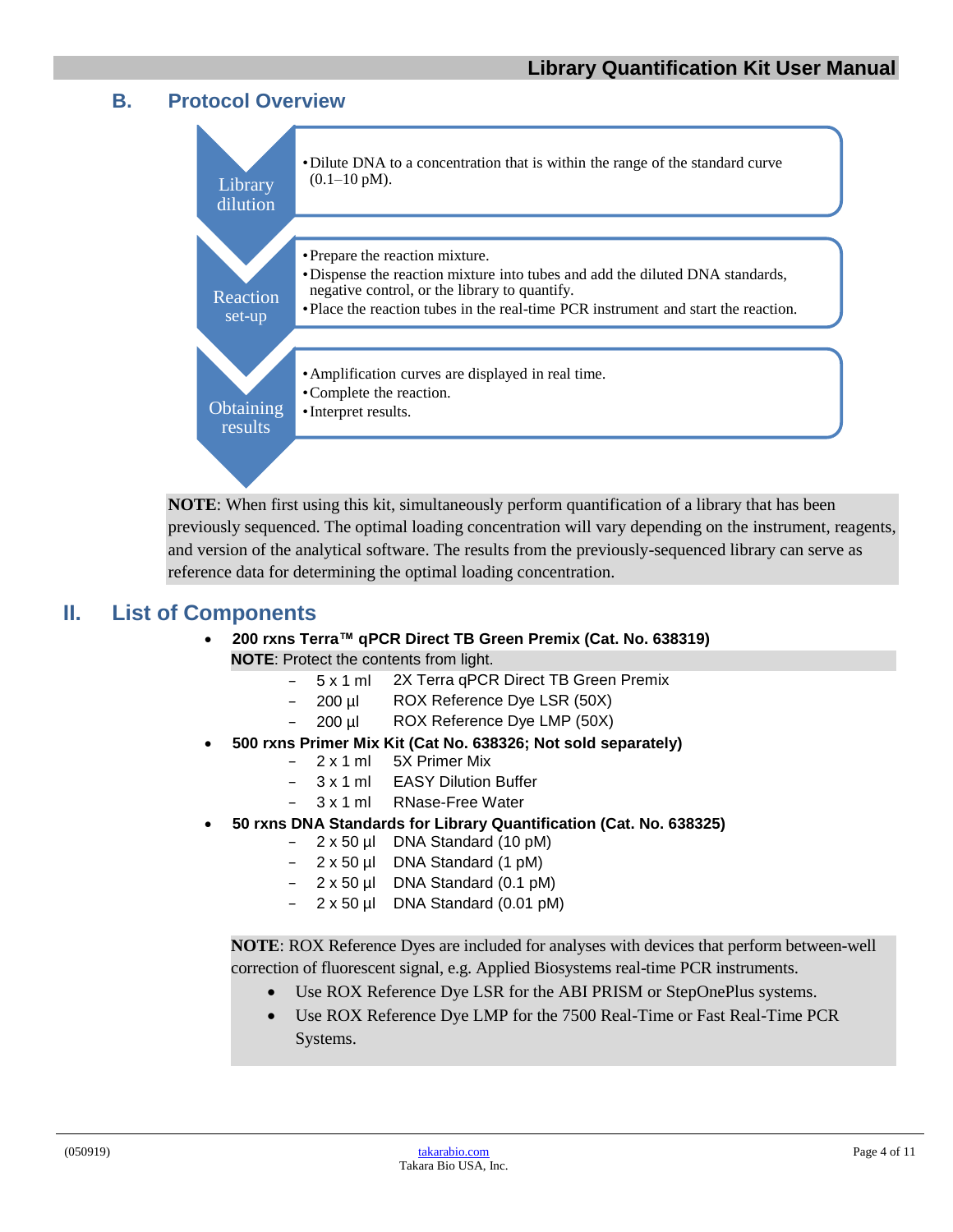## B. Protocol Overview

**Library dilution**

- Dilute DNA to a concentration that is within the range of the standard curve (0.1–10 pM).

**Reaction set-up**

- Prepare the reaction mixture.
- Dispense the reaction mixture into tubes and add the diluted DNA standards, negative control, or the library to quantify.
- Place the reaction tubes in the real-time PCR instrument and start the reaction.

**Obtaining results**

- Amplification curves are displayed in real time.
- Complete the reaction.
- Interpret results.

**NOTE**: When first using this kit, simultaneously perform quantification of a library that has been previously sequenced. The optimal loading concentration will vary depending on the instrument, reagents, and version of the analytical software. The results from the previously-sequenced library can serve as reference data for determining the optimal loading concentration.

# II. List of Components

- **200 rxns Terra™ qPCR Direct TB Green Premix (Cat. No. 638319)**

  **NOTE**: Protect the contents from light.

  - 5 x 1 ml 2X Terra qPCR Direct TB Green Premix
  - 200 µl ROX Reference Dye LSR (50X)
  - 200 µl ROX Reference Dye LMP (50X)

- **500 rxns Primer Mix Kit (Cat No. 638326; Not sold separately)**
  - 2 x 1 ml 5X Primer Mix
  - 3 x 1 ml EASY Dilution Buffer
  - 3 x 1 ml RNase-Free Water

- **50 rxns DNA Standards for Library Quantification (Cat. No. 638325)**
  - 2 x 50 µl DNA Standard (10 pM)
  - 2 x 50 µl DNA Standard (1 pM)
  - 2 x 50 µl DNA Standard (0.1 pM)
  - 2 x 50 µl DNA Standard (0.01 pM)

**NOTE**: ROX Reference Dyes are included for analyses with devices that perform between-well correction of fluorescent signal, e.g. Applied Biosystems real-time PCR instruments.

- Use ROX Reference Dye LSR for the ABI PRISM or StepOnePlus systems.
- Use ROX Reference Dye LMP for the 7500 Real-Time or Fast Real-Time PCR Systems.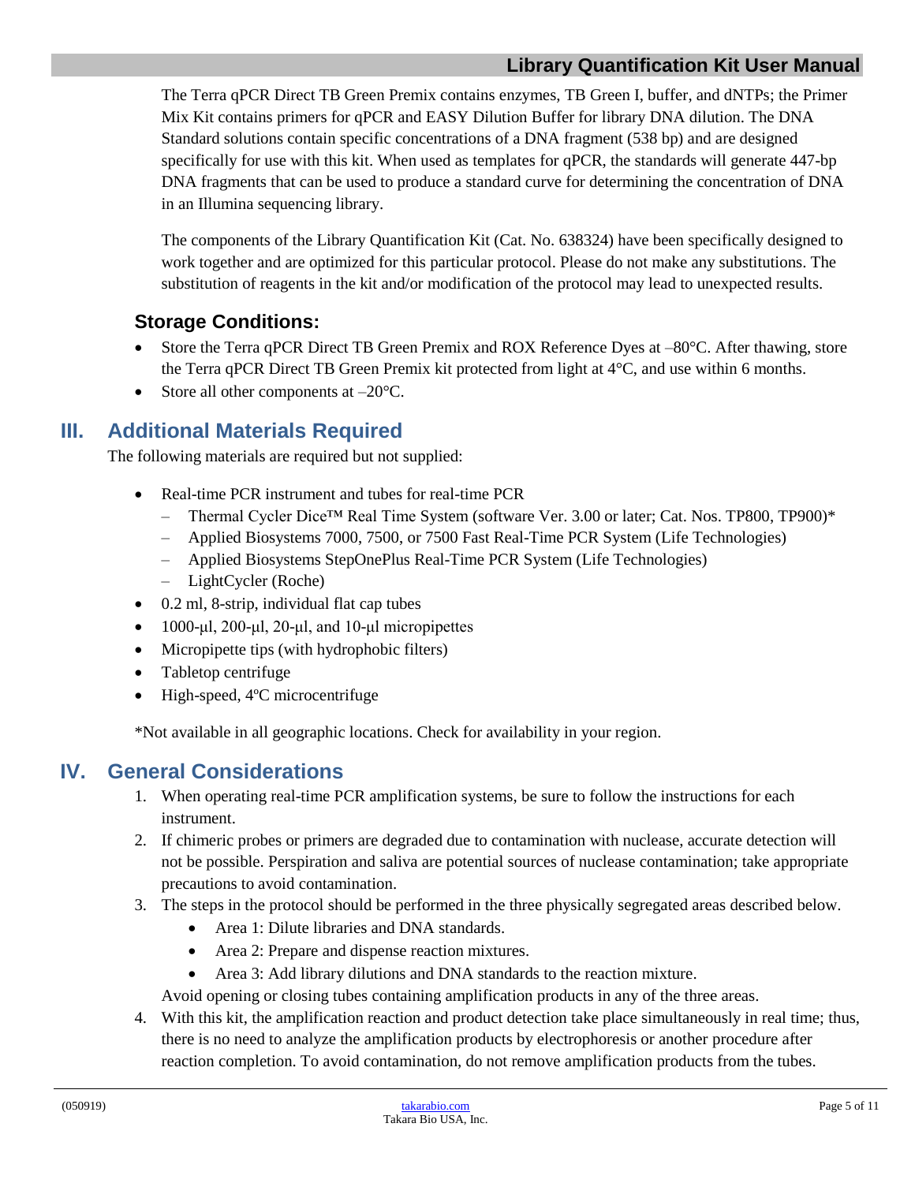The Terra qPCR Direct TB Green Premix contains enzymes, TB Green I, buffer, and dNTPs; the Primer Mix Kit contains primers for qPCR and EASY Dilution Buffer for library DNA dilution. The DNA Standard solutions contain specific concentrations of a DNA fragment (538 bp) and are designed specifically for use with this kit. When used as templates for qPCR, the standards will generate 447-bp DNA fragments that can be used to produce a standard curve for determining the concentration of DNA in an Illumina sequencing library.

The components of the Library Quantification Kit (Cat. No. 638324) have been specifically designed to work together and are optimized for this particular protocol. Please do not make any substitutions. The substitution of reagents in the kit and/or modification of the protocol may lead to unexpected results.

### Storage Conditions:

- Store the Terra qPCR Direct TB Green Premix and ROX Reference Dyes at –80°C. After thawing, store the Terra qPCR Direct TB Green Premix kit protected from light at 4°C, and use within 6 months.
- Store all other components at –20°C.

## III. Additional Materials Required

The following materials are required but not supplied:

- Real-time PCR instrument and tubes for real-time PCR
  - Thermal Cycler Dice™ Real Time System (software Ver. 3.00 or later; Cat. Nos. TP800, TP900)*
  - Applied Biosystems 7000, 7500, or 7500 Fast Real-Time PCR System (Life Technologies)
  - Applied Biosystems StepOnePlus Real-Time PCR System (Life Technologies)
  - LightCycler (Roche)
- 0.2 ml, 8-strip, individual flat cap tubes
- 1000-µl, 200-µl, 20-µl, and 10-µl micropipettes
- Micropipette tips (with hydrophobic filters)
- Tabletop centrifuge
- High-speed, 4ºC microcentrifuge

*Not available in all geographic locations. Check for availability in your region.

## IV. General Considerations

1. When operating real-time PCR amplification systems, be sure to follow the instructions for each instrument.
2. If chimeric probes or primers are degraded due to contamination with nuclease, accurate detection will not be possible. Perspiration and saliva are potential sources of nuclease contamination; take appropriate precautions to avoid contamination.
3. The steps in the protocol should be performed in the three physically segregated areas described below.
   - Area 1: Dilute libraries and DNA standards.
   - Area 2: Prepare and dispense reaction mixtures.
   - Area 3: Add library dilutions and DNA standards to the reaction mixture.

   Avoid opening or closing tubes containing amplification products in any of the three areas.
4. With this kit, the amplification reaction and product detection take place simultaneously in real time; thus, there is no need to analyze the amplification products by electrophoresis or another procedure after reaction completion. To avoid contamination, do not remove amplification products from the tubes.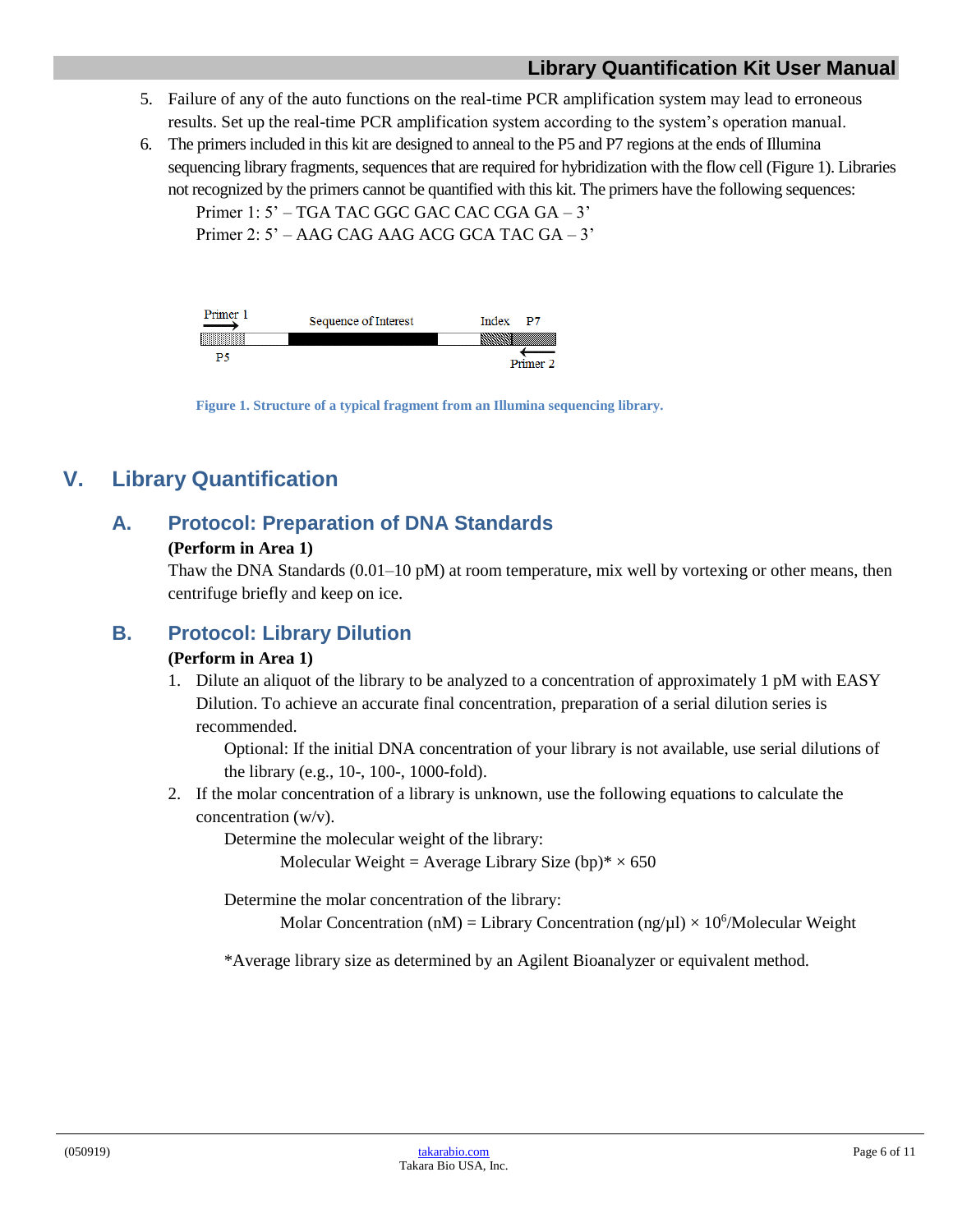5. Failure of any of the auto functions on the real-time PCR amplification system may lead to erroneous results. Set up the real-time PCR amplification system according to the system's operation manual.
6. The primers included in this kit are designed to anneal to the P5 and P7 regions at the ends of Illumina sequencing library fragments, sequences that are required for hybridization with the flow cell (Figure 1). Libraries not recognized by the primers cannot be quantified with this kit. The primers have the following sequences:

   Primer 1: 5' – TGA TAC GGC GAC CAC CGA GA – 3'

   Primer 2: 5' – AAG CAG AAG ACG GCA TAC GA – 3'

Primer 1 → | P5 | Sequence of Interest | Index | P7 | ← Primer 2

**Figure 1. Structure of a typical fragment from an Illumina sequencing library.**

# V. Library Quantification

## A. Protocol: Preparation of DNA Standards

**(Perform in Area 1)**

Thaw the DNA Standards (0.01–10 pM) at room temperature, mix well by vortexing or other means, then centrifuge briefly and keep on ice.

## B. Protocol: Library Dilution

**(Perform in Area 1)**

1. Dilute an aliquot of the library to be analyzed to a concentration of approximately 1 pM with EASY Dilution. To achieve an accurate final concentration, preparation of a serial dilution series is recommended.

   Optional: If the initial DNA concentration of your library is not available, use serial dilutions of the library (e.g., 10-, 100-, 1000-fold).

2. If the molar concentration of a library is unknown, use the following equations to calculate the concentration (w/v).

   Determine the molecular weight of the library:

   Molecular Weight = Average Library Size (bp)* × 650

   Determine the molar concentration of the library:

   Molar Concentration (nM) = Library Concentration (ng/µl) × $10^6$/Molecular Weight

   *Average library size as determined by an Agilent Bioanalyzer or equivalent method.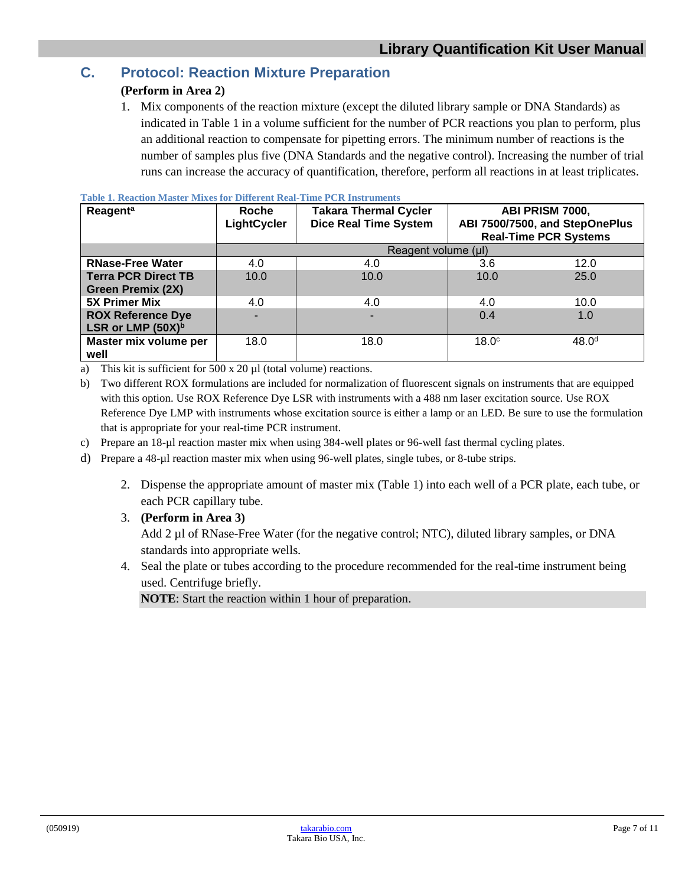## C. Protocol: Reaction Mixture Preparation

**(Perform in Area 2)**

1. Mix components of the reaction mixture (except the diluted library sample or DNA Standards) as indicated in Table 1 in a volume sufficient for the number of PCR reactions you plan to perform, plus an additional reaction to compensate for pipetting errors. The minimum number of reactions is the number of samples plus five (DNA Standards and the negative control). Increasing the number of trial runs can increase the accuracy of quantification, therefore, perform all reactions in at least triplicates.

**Table 1. Reaction Master Mixes for Different Real-Time PCR Instruments**

| Reagent[a] | Roche LightCycler | Takara Thermal Cycler Dice Real Time System | ABI PRISM 7000, ABI 7500/7500, and StepOnePlus Real-Time PCR Systems | |
|---|---|---|---|---|
| | Reagent volume (µl) | | | |
| **RNase-Free Water** | 4.0 | 4.0 | 3.6 | 12.0 |
| **Terra PCR Direct TB Green Premix (2X)** | 10.0 | 10.0 | 10.0 | 25.0 |
| **5X Primer Mix** | 4.0 | 4.0 | 4.0 | 10.0 |
| **ROX Reference Dye LSR or LMP (50X)[b]** | - | - | 0.4 | 1.0 |
| **Master mix volume per well** | 18.0 | 18.0 | 18.0[c] | 48.0[d] |

a) This kit is sufficient for 500 x 20 µl (total volume) reactions.

b) Two different ROX formulations are included for normalization of fluorescent signals on instruments that are equipped with this option. Use ROX Reference Dye LSR with instruments with a 488 nm laser excitation source. Use ROX Reference Dye LMP with instruments whose excitation source is either a lamp or an LED. Be sure to use the formulation that is appropriate for your real-time PCR instrument.

c) Prepare an 18-µl reaction master mix when using 384-well plates or 96-well fast thermal cycling plates.

d) Prepare a 48-µl reaction master mix when using 96-well plates, single tubes, or 8-tube strips.

2. Dispense the appropriate amount of master mix (Table 1) into each well of a PCR plate, each tube, or each PCR capillary tube.
3. **(Perform in Area 3)**
   Add 2 µl of RNase-Free Water (for the negative control; NTC), diluted library samples, or DNA standards into appropriate wells.
4. Seal the plate or tubes according to the procedure recommended for the real-time instrument being used. Centrifuge briefly.

   **NOTE**: Start the reaction within 1 hour of preparation.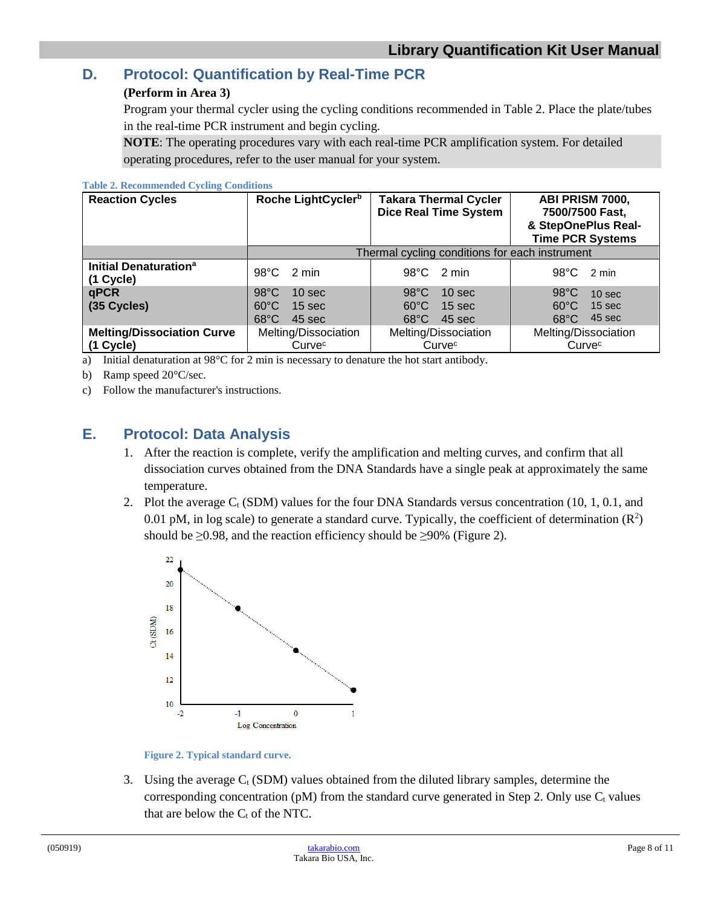## D. Protocol: Quantification by Real-Time PCR

**(Perform in Area 3)**

Program your thermal cycler using the cycling conditions recommended in Table 2. Place the plate/tubes in the real-time PCR instrument and begin cycling.

**NOTE**: The operating procedures vary with each real-time PCR amplification system. For detailed operating procedures, refer to the user manual for your system.

**Table 2. Recommended Cycling Conditions**

| Reaction Cycles | Roche LightCycler[b] | Takara Thermal Cycler Dice Real Time System | ABI PRISM 7000, 7500/7500 Fast, & StepOnePlus Real-Time PCR Systems |
|---|---|---|---|
| | Thermal cycling conditions for each instrument | | |
| **Initial Denaturation[a] (1 Cycle)** | 98°C 2 min | 98°C 2 min | 98°C 2 min |
| **qPCR (35 Cycles)** | 98°C 10 sec<br>60°C 15 sec<br>68°C 45 sec | 98°C 10 sec<br>60°C 15 sec<br>68°C 45 sec | 98°C 10 sec<br>60°C 15 sec<br>68°C 45 sec |
| **Melting/Dissociation Curve (1 Cycle)** | Melting/Dissociation Curve[c] | Melting/Dissociation Curve[c] | Melting/Dissociation Curve[c] |

a) Initial denaturation at 98°C for 2 min is necessary to denature the hot start antibody.

b) Ramp speed 20°C/sec.

c) Follow the manufacturer's instructions.

## E. Protocol: Data Analysis

1. After the reaction is complete, verify the amplification and melting curves, and confirm that all dissociation curves obtained from the DNA Standards have a single peak at approximately the same temperature.
2. Plot the average $C_t$ (SDM) values for the four DNA Standards versus concentration (10, 1, 0.1, and 0.01 pM, in log scale) to generate a standard curve. Typically, the coefficient of determination ($R^2$) should be ≥0.98, and the reaction efficiency should be ≥90% (Figure 2).

**Figure 2. Typical standard curve.**

3. Using the average $C_t$ (SDM) values obtained from the diluted library samples, determine the corresponding concentration (pM) from the standard curve generated in Step 2. Only use $C_t$ values that are below the $C_t$ of the NTC.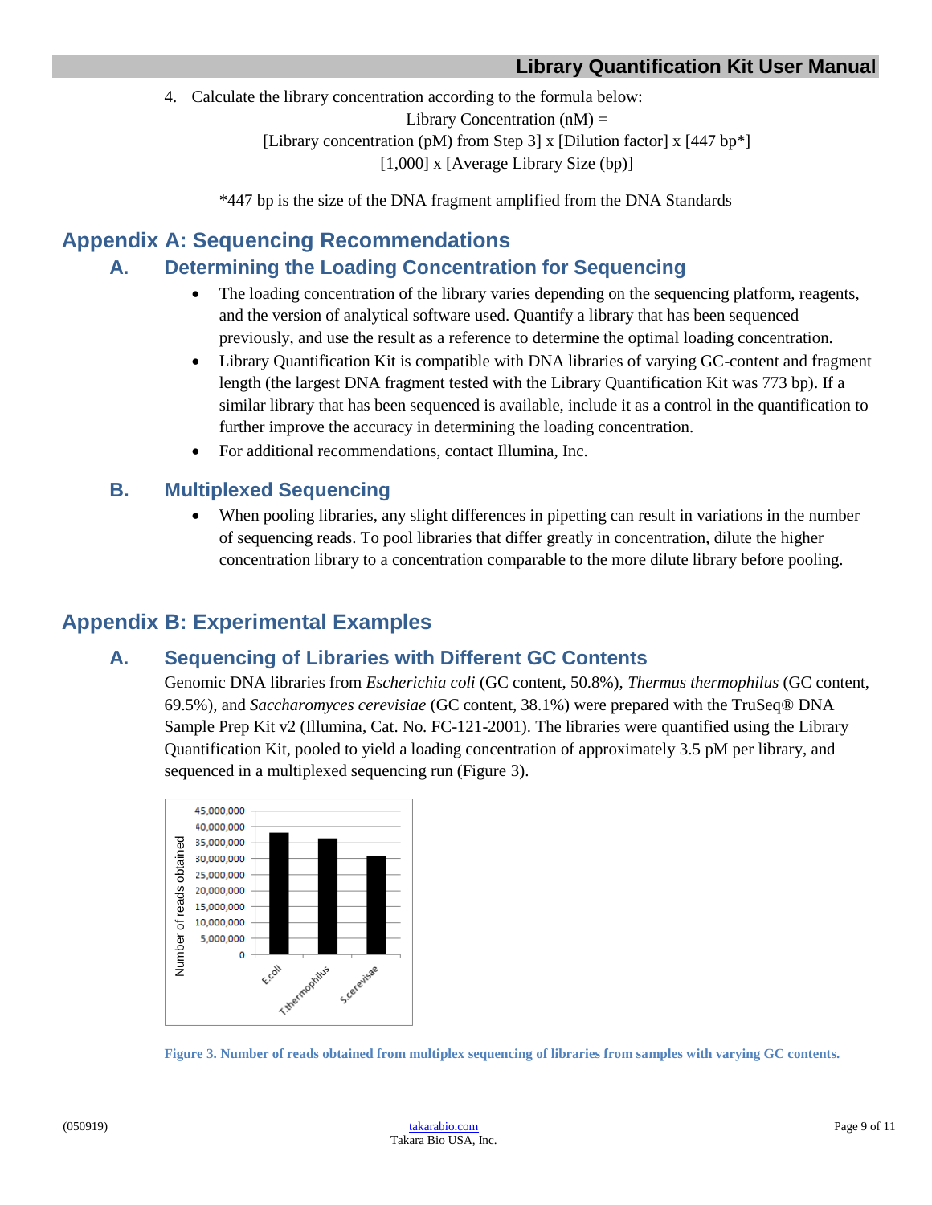4. Calculate the library concentration according to the formula below:

$$\text{Library Concentration (nM)} = \frac{[\text{Library concentration (pM) from Step 3}] \times [\text{Dilution factor}] \times [447 \text{ bp*}]}{[1{,}000] \times [\text{Average Library Size (bp)}]}$$

*447 bp is the size of the DNA fragment amplified from the DNA Standards

# Appendix A: Sequencing Recommendations

## A. Determining the Loading Concentration for Sequencing

- The loading concentration of the library varies depending on the sequencing platform, reagents, and the version of analytical software used. Quantify a library that has been sequenced previously, and use the result as a reference to determine the optimal loading concentration.
- Library Quantification Kit is compatible with DNA libraries of varying GC-content and fragment length (the largest DNA fragment tested with the Library Quantification Kit was 773 bp). If a similar library that has been sequenced is available, include it as a control in the quantification to further improve the accuracy in determining the loading concentration.
- For additional recommendations, contact Illumina, Inc.

## B. Multiplexed Sequencing

- When pooling libraries, any slight differences in pipetting can result in variations in the number of sequencing reads. To pool libraries that differ greatly in concentration, dilute the higher concentration library to a concentration comparable to the more dilute library before pooling.

# Appendix B: Experimental Examples

## A. Sequencing of Libraries with Different GC Contents

Genomic DNA libraries from *Escherichia coli* (GC content, 50.8%), *Thermus thermophilus* (GC content, 69.5%), and *Saccharomyces cerevisiae* (GC content, 38.1%) were prepared with the TruSeq® DNA Sample Prep Kit v2 (Illumina, Cat. No. FC-121-2001). The libraries were quantified using the Library Quantification Kit, pooled to yield a loading concentration of approximately 3.5 pM per library, and sequenced in a multiplexed sequencing run (Figure 3).

**Figure 3. Number of reads obtained from multiplex sequencing of libraries from samples with varying GC contents.**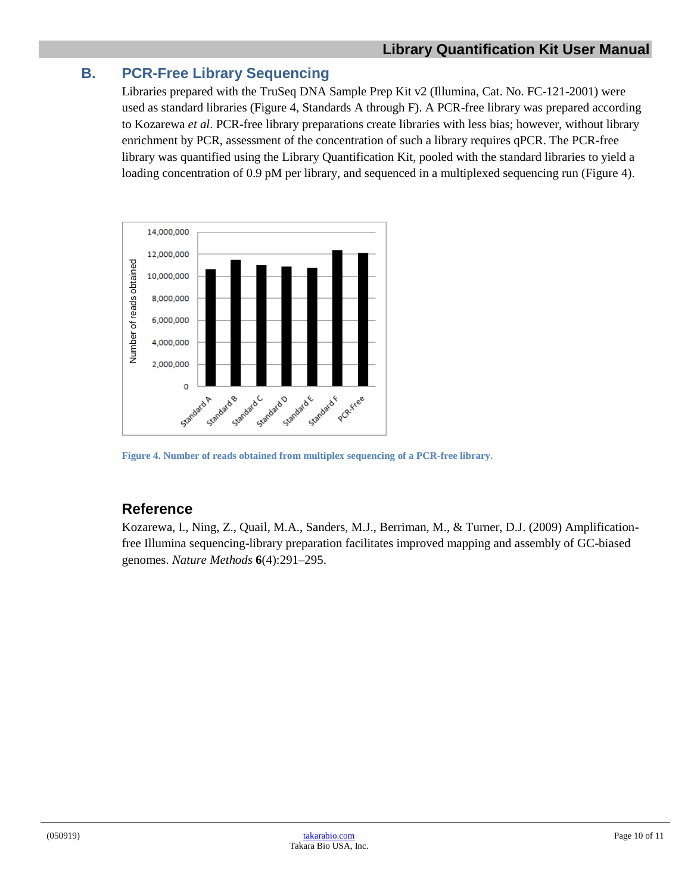## B. PCR-Free Library Sequencing

Libraries prepared with the TruSeq DNA Sample Prep Kit v2 (Illumina, Cat. No. FC-121-2001) were used as standard libraries (Figure 4, Standards A through F). A PCR-free library was prepared according to Kozarewa *et al*. PCR-free library preparations create libraries with less bias; however, without library enrichment by PCR, assessment of the concentration of such a library requires qPCR. The PCR-free library was quantified using the Library Quantification Kit, pooled with the standard libraries to yield a loading concentration of 0.9 pM per library, and sequenced in a multiplexed sequencing run (Figure 4).

**Figure 4. Number of reads obtained from multiplex sequencing of a PCR-free library.**

### Reference

Kozarewa, I., Ning, Z., Quail, M.A., Sanders, M.J., Berriman, M., & Turner, D.J. (2009) Amplification-free Illumina sequencing-library preparation facilitates improved mapping and assembly of GC-biased genomes. *Nature Methods* **6**(4):291–295.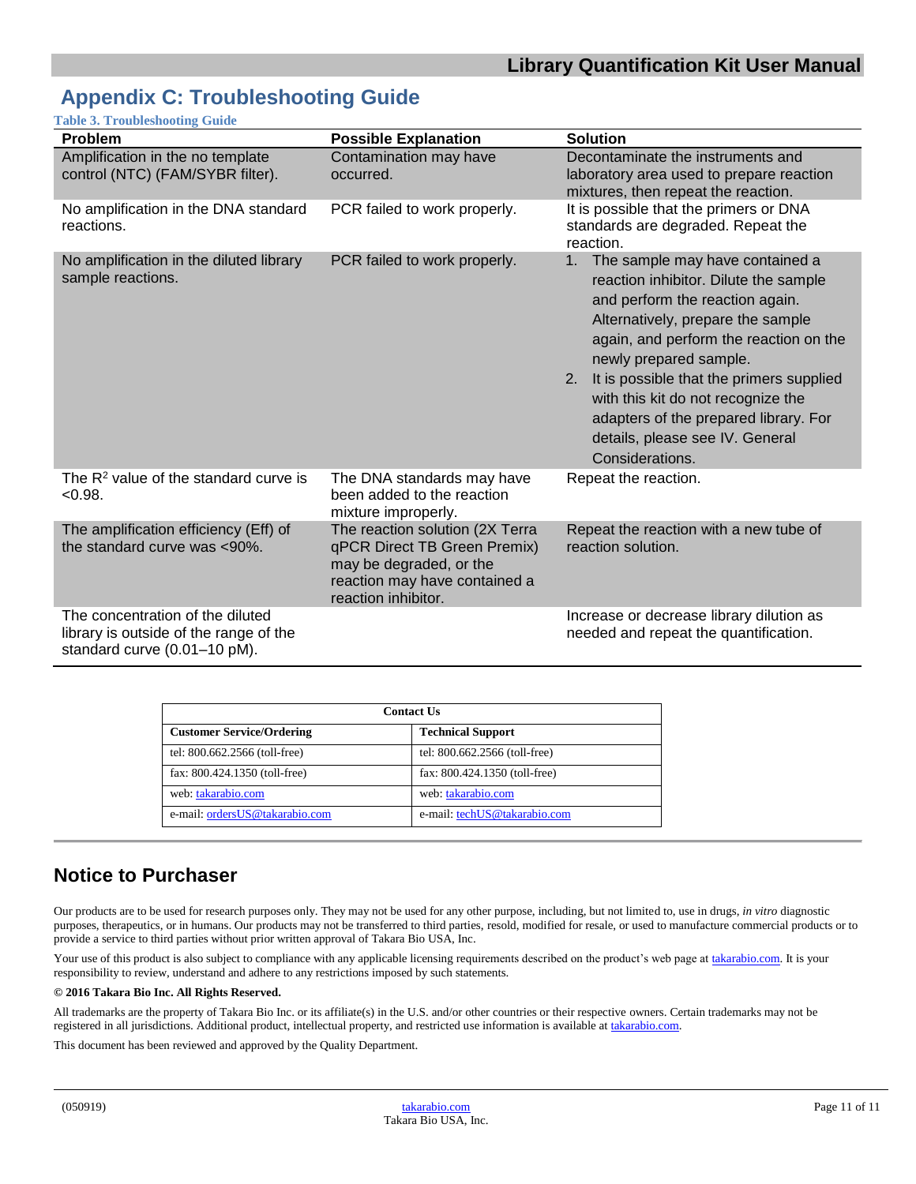# Appendix C: Troubleshooting Guide

**Table 3. Troubleshooting Guide**

| Problem | Possible Explanation | Solution |
|---|---|---|
| Amplification in the no template control (NTC) (FAM/SYBR filter). | Contamination may have occurred. | Decontaminate the instruments and laboratory area used to prepare reaction mixtures, then repeat the reaction. |
| No amplification in the DNA standard reactions. | PCR failed to work properly. | It is possible that the primers or DNA standards are degraded. Repeat the reaction. |
| No amplification in the diluted library sample reactions. | PCR failed to work properly. | 1. The sample may have contained a reaction inhibitor. Dilute the sample and perform the reaction again. Alternatively, prepare the sample again, and perform the reaction on the newly prepared sample.<br>2. It is possible that the primers supplied with this kit do not recognize the adapters of the prepared library. For details, please see IV. General Considerations. |
| The $R^2$ value of the standard curve is <0.98. | The DNA standards may have been added to the reaction mixture improperly. | Repeat the reaction. |
| The amplification efficiency (Eff) of the standard curve was <90%. | The reaction solution (2X Terra qPCR Direct TB Green Premix) may be degraded, or the reaction may have contained a reaction inhibitor. | Repeat the reaction with a new tube of reaction solution. |
| The concentration of the diluted library is outside of the range of the standard curve (0.01–10 pM). | | Increase or decrease library dilution as needed and repeat the quantification. |

| Contact Us | |
|---|---|
| **Customer Service/Ordering** | **Technical Support** |
| tel: 800.662.2566 (toll-free) | tel: 800.662.2566 (toll-free) |
| fax: 800.424.1350 (toll-free) | fax: 800.424.1350 (toll-free) |
| web: takarabio.com | web: takarabio.com |
| e-mail: ordersUS@takarabio.com | e-mail: techUS@takarabio.com |

## Notice to Purchaser

Our products are to be used for research purposes only. They may not be used for any other purpose, including, but not limited to, use in drugs, *in vitro* diagnostic purposes, therapeutics, or in humans. Our products may not be transferred to third parties, resold, modified for resale, or used to manufacture commercial products or to provide a service to third parties without prior written approval of Takara Bio USA, Inc.

Your use of this product is also subject to compliance with any applicable licensing requirements described on the product's web page at takarabio.com. It is your responsibility to review, understand and adhere to any restrictions imposed by such statements.

**© 2016 Takara Bio Inc. All Rights Reserved.**

All trademarks are the property of Takara Bio Inc. or its affiliate(s) in the U.S. and/or other countries or their respective owners. Certain trademarks may not be registered in all jurisdictions. Additional product, intellectual property, and restricted use information is available at takarabio.com.

This document has been reviewed and approved by the Quality Department.